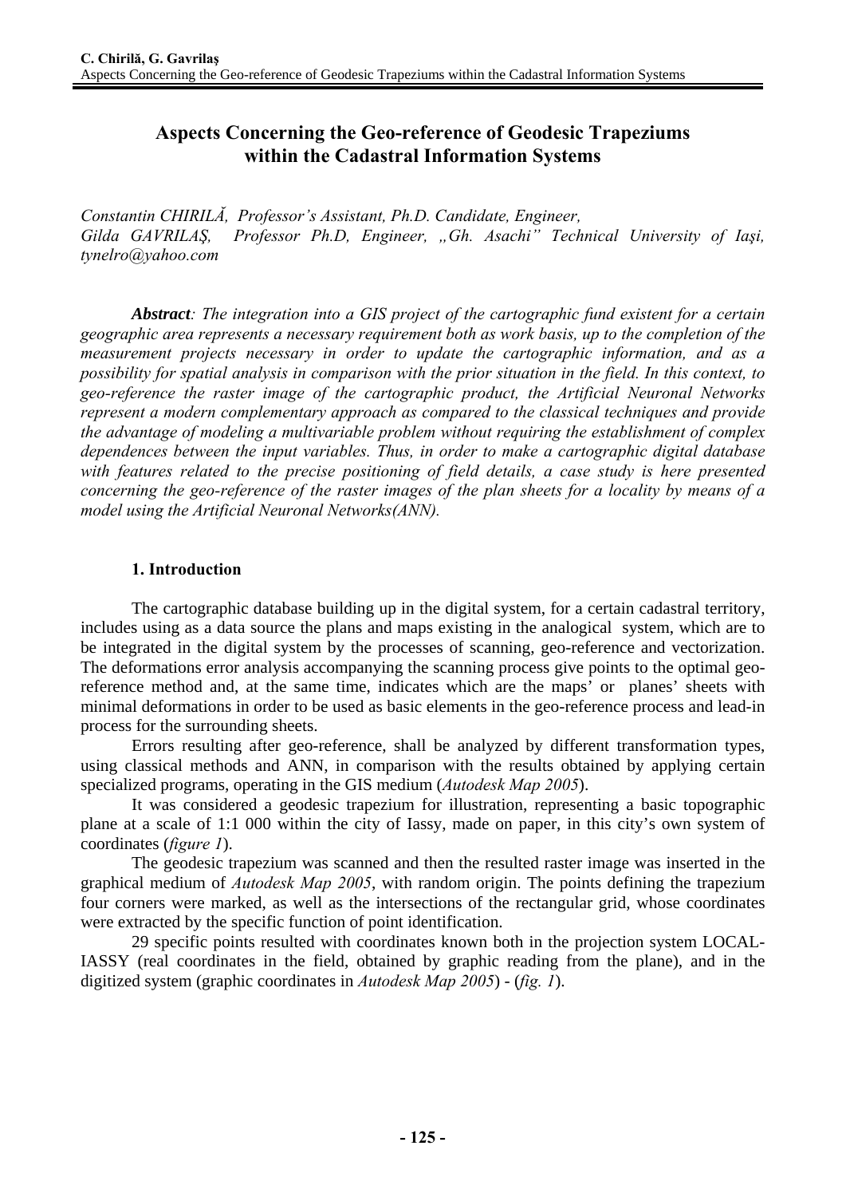# Aspects Concerning the Geo-reference of Geodesic Trapeziums within the Cadastral Information Systems

*Constantin CHIRILĂ, Professor's Assistant, Ph.D. Candidate, Engineer,*
*Gilda GAVRILAŞ, Professor Ph.D, Engineer, „Gh. Asachi" Technical University of Iaşi, tynelro@yahoo.com*

***Abstract**: The integration into a GIS project of the cartographic fund existent for a certain geographic area represents a necessary requirement both as work basis, up to the completion of the measurement projects necessary in order to update the cartographic information, and as a possibility for spatial analysis in comparison with the prior situation in the field. In this context, to geo-reference the raster image of the cartographic product, the Artificial Neuronal Networks represent a modern complementary approach as compared to the classical techniques and provide the advantage of modeling a multivariable problem without requiring the establishment of complex dependences between the input variables. Thus, in order to make a cartographic digital database with features related to the precise positioning of field details, a case study is here presented concerning the geo-reference of the raster images of the plan sheets for a locality by means of a model using the Artificial Neuronal Networks(ANN).*

## 1. Introduction

The cartographic database building up in the digital system, for a certain cadastral territory, includes using as a data source the plans and maps existing in the analogical system, which are to be integrated in the digital system by the processes of scanning, geo-reference and vectorization. The deformations error analysis accompanying the scanning process give points to the optimal geo-reference method and, at the same time, indicates which are the maps' or planes' sheets with minimal deformations in order to be used as basic elements in the geo-reference process and lead-in process for the surrounding sheets.

Errors resulting after geo-reference, shall be analyzed by different transformation types, using classical methods and ANN, in comparison with the results obtained by applying certain specialized programs, operating in the GIS medium (*Autodesk Map 2005*).

It was considered a geodesic trapezium for illustration, representing a basic topographic plane at a scale of 1:1 000 within the city of Iassy, made on paper, in this city's own system of coordinates (*figure 1*).

The geodesic trapezium was scanned and then the resulted raster image was inserted in the graphical medium of *Autodesk Map 2005*, with random origin. The points defining the trapezium four corners were marked, as well as the intersections of the rectangular grid, whose coordinates were extracted by the specific function of point identification.

29 specific points resulted with coordinates known both in the projection system LOCAL-IASSY (real coordinates in the field, obtained by graphic reading from the plane), and in the digitized system (graphic coordinates in *Autodesk Map 2005*) - (*fig. 1*).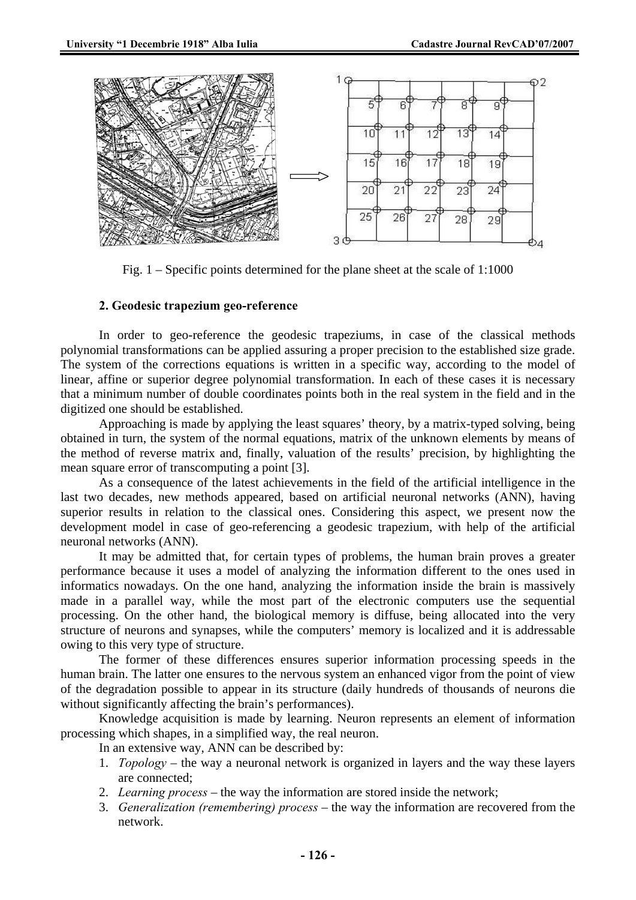Fig. 1 – Specific points determined for the plane sheet at the scale of 1:1000

### 2. Geodesic trapezium geo-reference

In order to geo-reference the geodesic trapeziums, in case of the classical methods polynomial transformations can be applied assuring a proper precision to the established size grade. The system of the corrections equations is written in a specific way, according to the model of linear, affine or superior degree polynomial transformation. In each of these cases it is necessary that a minimum number of double coordinates points both in the real system in the field and in the digitized one should be established.

Approaching is made by applying the least squares' theory, by a matrix-typed solving, being obtained in turn, the system of the normal equations, matrix of the unknown elements by means of the method of reverse matrix and, finally, valuation of the results' precision, by highlighting the mean square error of transcomputing a point [3].

As a consequence of the latest achievements in the field of the artificial intelligence in the last two decades, new methods appeared, based on artificial neuronal networks (ANN), having superior results in relation to the classical ones. Considering this aspect, we present now the development model in case of geo-referencing a geodesic trapezium, with help of the artificial neuronal networks (ANN).

It may be admitted that, for certain types of problems, the human brain proves a greater performance because it uses a model of analyzing the information different to the ones used in informatics nowadays. On the one hand, analyzing the information inside the brain is massively made in a parallel way, while the most part of the electronic computers use the sequential processing. On the other hand, the biological memory is diffuse, being allocated into the very structure of neurons and synapses, while the computers' memory is localized and it is addressable owing to this very type of structure.

The former of these differences ensures superior information processing speeds in the human brain. The latter one ensures to the nervous system an enhanced vigor from the point of view of the degradation possible to appear in its structure (daily hundreds of thousands of neurons die without significantly affecting the brain's performances).

Knowledge acquisition is made by learning. Neuron represents an element of information processing which shapes, in a simplified way, the real neuron.

In an extensive way, ANN can be described by:

1. *Topology* – the way a neuronal network is organized in layers and the way these layers are connected;
2. *Learning process* – the way the information are stored inside the network;
3. *Generalization (remembering) process* – the way the information are recovered from the network.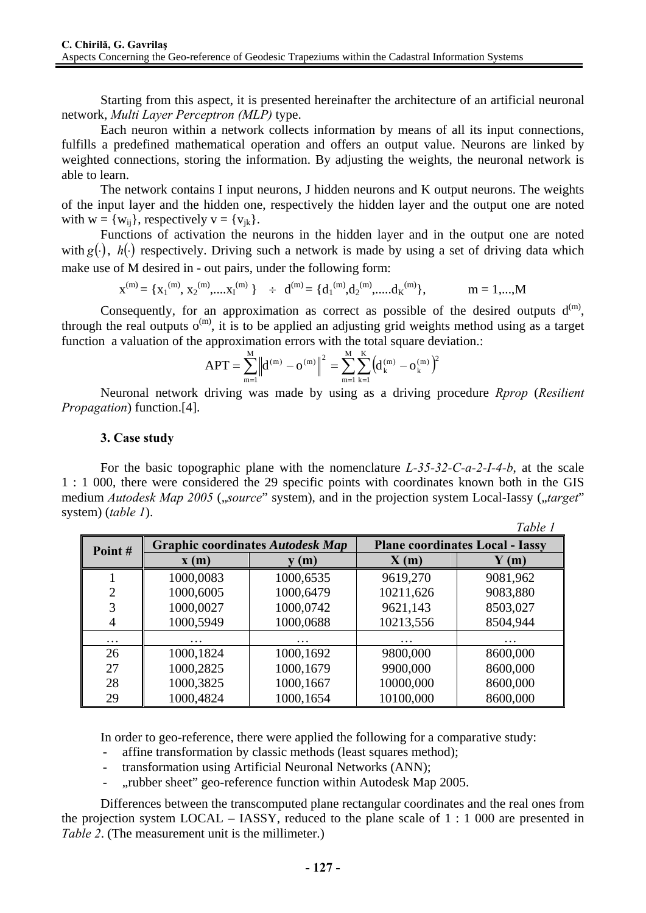Starting from this aspect, it is presented hereinafter the architecture of an artificial neuronal network, *Multi Layer Perceptron (MLP)* type.

Each neuron within a network collects information by means of all its input connections, fulfills a predefined mathematical operation and offers an output value. Neurons are linked by weighted connections, storing the information. By adjusting the weights, the neuronal network is able to learn.

The network contains I input neurons, J hidden neurons and K output neurons. The weights of the input layer and the hidden one, respectively the hidden layer and the output one are noted with $w = \{w_{ij}\}$, respectively $v = \{v_{jk}\}$.

Functions of activation the neurons in the hidden layer and in the output one are noted with $g(\cdot)$, $h(\cdot)$ respectively. Driving such a network is made by using a set of driving data which make use of M desired in - out pairs, under the following form:

$$x^{(m)} = \{x_1^{(m)}, x_2^{(m)}, \ldots x_I^{(m)}\} \quad \div \quad d^{(m)} = \{d_1^{(m)}, d_2^{(m)}, \ldots d_K^{(m)}\}, \qquad m = 1,\ldots,M$$

Consequently, for an approximation as correct as possible of the desired outputs $d^{(m)}$, through the real outputs $o^{(m)}$, it is to be applied an adjusting grid weights method using as a target function a valuation of the approximation errors with the total square deviation.:

$$APT = \sum_{m=1}^{M} \left\| d^{(m)} - o^{(m)} \right\|^2 = \sum_{m=1}^{M} \sum_{k=1}^{K} \left( d_k^{(m)} - o_k^{(m)} \right)^2$$

Neuronal network driving was made by using as a driving procedure *Rprop* (*Resilient Propagation*) function.[4].

### 3. Case study

For the basic topographic plane with the nomenclature *L-35-32-C-a-2-I-4-b*, at the scale 1 : 1 000, there were considered the 29 specific points with coordinates known both in the GIS medium *Autodesk Map 2005* („*source*" system), and in the projection system Local-Iassy („*target*" system) (*table 1*).

*Table 1*

| Point # | Graphic coordinates *Autodesk Map* | | Plane coordinates Local - Iassy | |
|---|---|---|---|---|
| | x (m) | y (m) | X (m) | Y (m) |
| 1 | 1000,0083 | 1000,6535 | 9619,270 | 9081,962 |
| 2 | 1000,6005 | 1000,6479 | 10211,626 | 9083,880 |
| 3 | 1000,0027 | 1000,0742 | 9621,143 | 8503,027 |
| 4 | 1000,5949 | 1000,0688 | 10213,556 | 8504,944 |
| … | … | … | … | … |
| 26 | 1000,1824 | 1000,1692 | 9800,000 | 8600,000 |
| 27 | 1000,2825 | 1000,1679 | 9900,000 | 8600,000 |
| 28 | 1000,3825 | 1000,1667 | 10000,000 | 8600,000 |
| 29 | 1000,4824 | 1000,1654 | 10100,000 | 8600,000 |

In order to geo-reference, there were applied the following for a comparative study:

- affine transformation by classic methods (least squares method);
- transformation using Artificial Neuronal Networks (ANN);
- „rubber sheet" geo-reference function within Autodesk Map 2005.

Differences between the transcomputed plane rectangular coordinates and the real ones from the projection system LOCAL – IASSY, reduced to the plane scale of 1 : 1 000 are presented in *Table 2*. (The measurement unit is the millimeter.)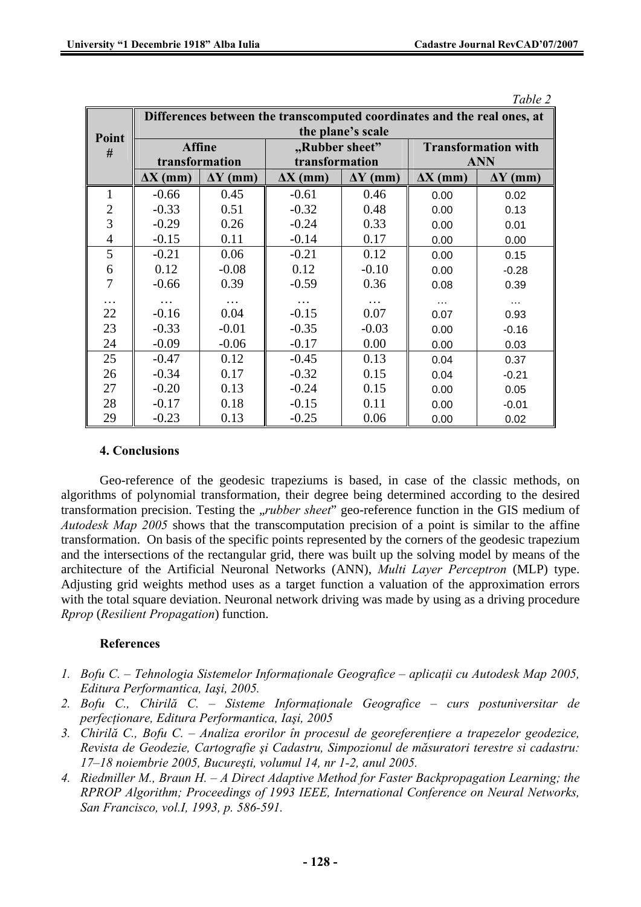*Table 2*

| Point # | Differences between the transcomputed coordinates and the real ones, at the plane's scale | | | | | |
|---|---|---|---|---|---|---|
| | Affine transformation | | „Rubber sheet" transformation | | Transformation with ANN | |
| | ΔX (mm) | ΔY (mm) | ΔX (mm) | ΔY (mm) | ΔX (mm) | ΔY (mm) |
| 1 | -0.66 | 0.45 | -0.61 | 0.46 | 0.00 | 0.02 |
| 2 | -0.33 | 0.51 | -0.32 | 0.48 | 0.00 | 0.13 |
| 3 | -0.29 | 0.26 | -0.24 | 0.33 | 0.00 | 0.01 |
| 4 | -0.15 | 0.11 | -0.14 | 0.17 | 0.00 | 0.00 |
| 5 | -0.21 | 0.06 | -0.21 | 0.12 | 0.00 | 0.15 |
| 6 | 0.12 | -0.08 | 0.12 | -0.10 | 0.00 | -0.28 |
| 7 | -0.66 | 0.39 | -0.59 | 0.36 | 0.08 | 0.39 |
| … | … | … | … | … | … | … |
| 22 | -0.16 | 0.04 | -0.15 | 0.07 | 0.07 | 0.93 |
| 23 | -0.33 | -0.01 | -0.35 | -0.03 | 0.00 | -0.16 |
| 24 | -0.09 | -0.06 | -0.17 | 0.00 | 0.00 | 0.03 |
| 25 | -0.47 | 0.12 | -0.45 | 0.13 | 0.04 | 0.37 |
| 26 | -0.34 | 0.17 | -0.32 | 0.15 | 0.04 | -0.21 |
| 27 | -0.20 | 0.13 | -0.24 | 0.15 | 0.00 | 0.05 |
| 28 | -0.17 | 0.18 | -0.15 | 0.11 | 0.00 | -0.01 |
| 29 | -0.23 | 0.13 | -0.25 | 0.06 | 0.00 | 0.02 |

## 4. Conclusions

Geo-reference of the geodesic trapeziums is based, in case of the classic methods, on algorithms of polynomial transformation, their degree being determined according to the desired transformation precision. Testing the „*rubber sheet*" geo-reference function in the GIS medium of *Autodesk Map 2005* shows that the transcomputation precision of a point is similar to the affine transformation. On basis of the specific points represented by the corners of the geodesic trapezium and the intersections of the rectangular grid, there was built up the solving model by means of the architecture of the Artificial Neuronal Networks (ANN), *Multi Layer Perceptron* (MLP) type. Adjusting grid weights method uses as a target function a valuation of the approximation errors with the total square deviation. Neuronal network driving was made by using as a driving procedure *Rprop* (*Resilient Propagation*) function.

## References

1. *Bofu C. – Tehnologia Sistemelor Informaţionale Geografice – aplicaţii cu Autodesk Map 2005, Editura Performantica, Iaşi, 2005.*
2. *Bofu C., Chirilă C. – Sisteme Informaţionale Geografice – curs postuniversitar de perfecţionare, Editura Performantica, Iaşi, 2005*
3. *Chirilă C., Bofu C. – Analiza erorilor în procesul de georeferenţiere a trapezelor geodezice, Revista de Geodezie, Cartografie şi Cadastru, Simpozionul de măsuratori terestre si cadastru: 17–18 noiembrie 2005, Bucureşti, volumul 14, nr 1-2, anul 2005.*
4. *Riedmiller M., Braun H. – A Direct Adaptive Method for Faster Backpropagation Learning; the RPROP Algorithm; Proceedings of 1993 IEEE, International Conference on Neural Networks, San Francisco, vol.I, 1993, p. 586-591.*